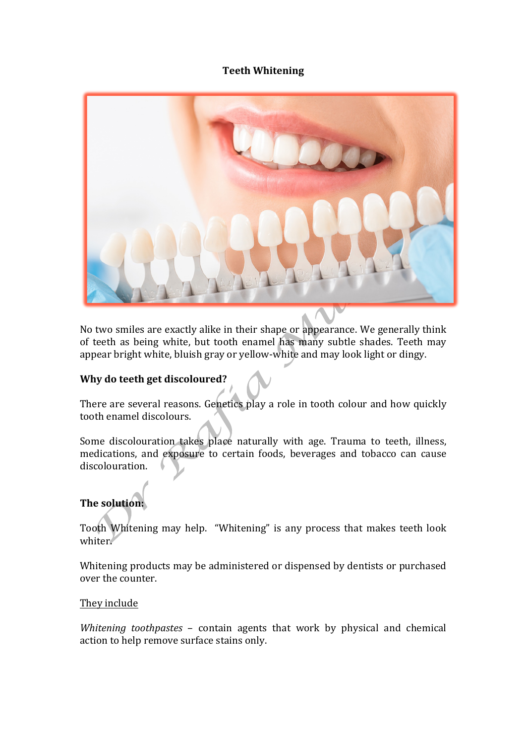# Teeth Whitening

No two smiles are exactly alike in their shape or appearance. We generally think of teeth as being white, but tooth enamel has many subtle shades. Teeth may appear bright white, bluish gray or yellow-white and may look light or dingy.

## Why do teeth get discoloured?

There are several reasons. Genetics play a role in tooth colour and how quickly tooth enamel discolours.

Some discolouration takes place naturally with age. Trauma to teeth, illness, medications, and exposure to certain foods, beverages and tobacco can cause discolouration.

## The solution:

Tooth Whitening may help. "Whitening" is any process that makes teeth look whiter.

Whitening products may be administered or dispensed by dentists or purchased over the counter.

<u>They include</u>

*Whitening toothpastes* – contain agents that work by physical and chemical action to help remove surface stains only.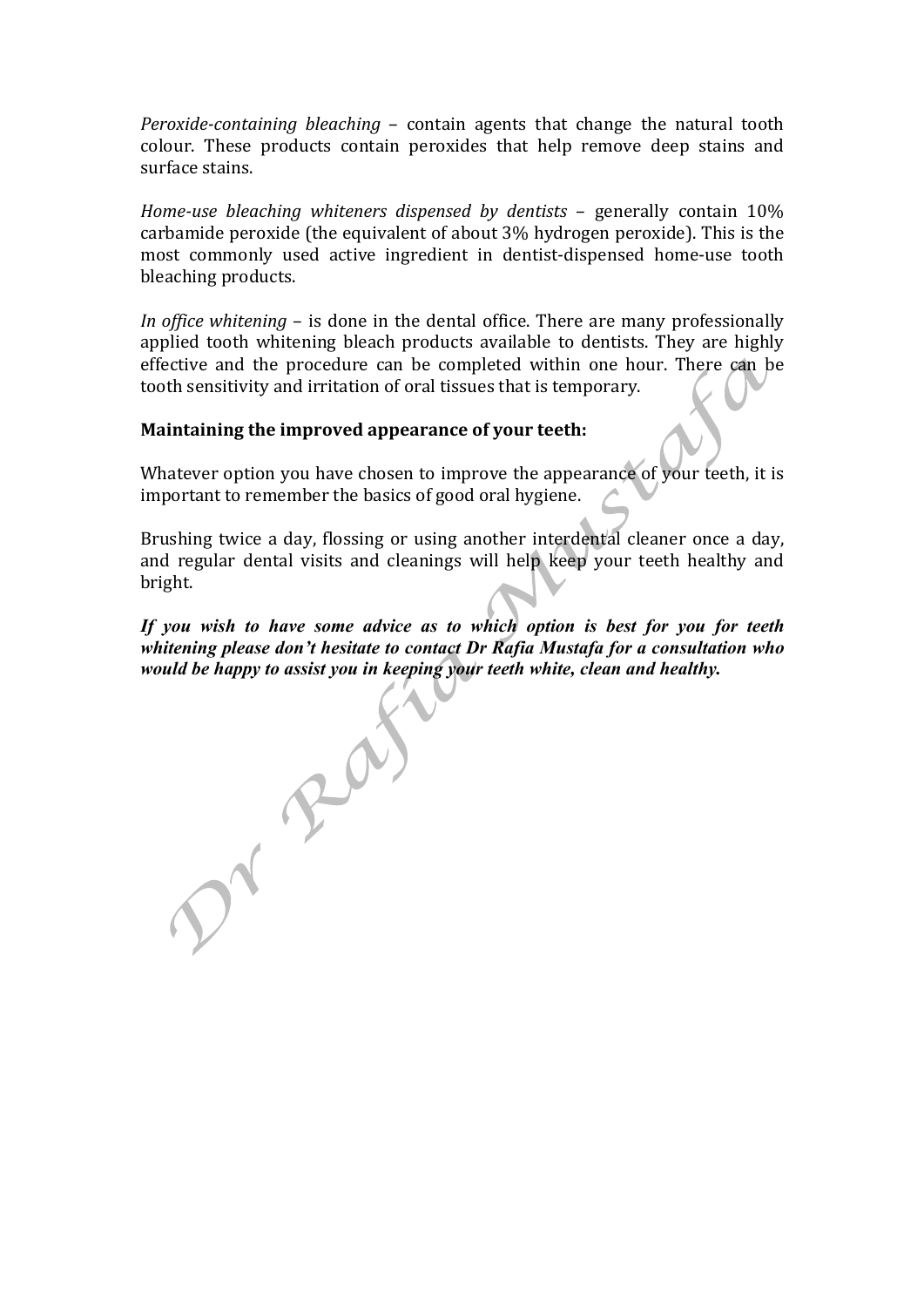*Peroxide-containing bleaching* – contain agents that change the natural tooth colour. These products contain peroxides that help remove deep stains and surface stains.

*Home-use bleaching whiteners dispensed by dentists* – generally contain 10% carbamide peroxide (the equivalent of about 3% hydrogen peroxide). This is the most commonly used active ingredient in dentist-dispensed home-use tooth bleaching products.

*In office whitening* – is done in the dental office. There are many professionally applied tooth whitening bleach products available to dentists. They are highly effective and the procedure can be completed within one hour. There can be tooth sensitivity and irritation of oral tissues that is temporary.

**Maintaining the improved appearance of your teeth:**

Whatever option you have chosen to improve the appearance of your teeth, it is important to remember the basics of good oral hygiene.

Brushing twice a day, flossing or using another interdental cleaner once a day, and regular dental visits and cleanings will help keep your teeth healthy and bright.

***If you wish to have some advice as to which option is best for you for teeth whitening please don't hesitate to contact Dr Rafia Mustafa for a consultation who would be happy to assist you in keeping your teeth white, clean and healthy.***